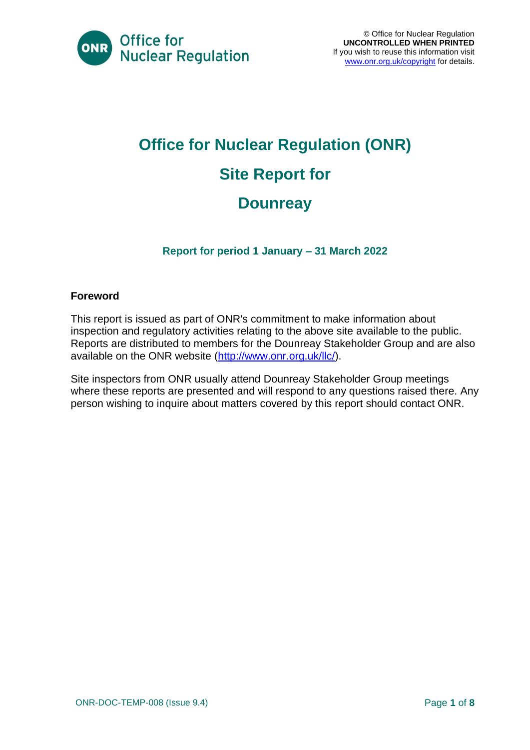© Office for Nuclear Regulation
**UNCONTROLLED WHEN PRINTED**
If you wish to reuse this information visit www.onr.org.uk/copyright for details.

# Office for Nuclear Regulation (ONR)

# Site Report for

# Dounreay

### Report for period 1 January – 31 March 2022

**Foreword**

This report is issued as part of ONR's commitment to make information about inspection and regulatory activities relating to the above site available to the public. Reports are distributed to members for the Dounreay Stakeholder Group and are also available on the ONR website (http://www.onr.org.uk/llc/).

Site inspectors from ONR usually attend Dounreay Stakeholder Group meetings where these reports are presented and will respond to any questions raised there. Any person wishing to inquire about matters covered by this report should contact ONR.

ONR-DOC-TEMP-008 (Issue 9.4)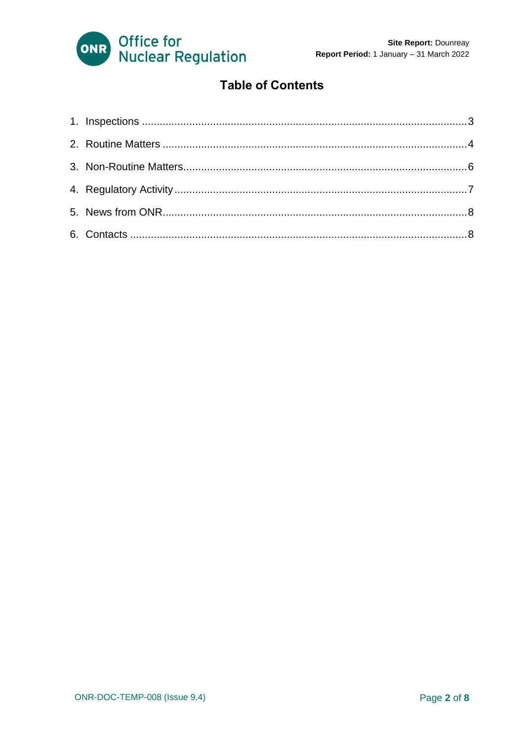# Table of Contents

1. Inspections ............................................................ 3
2. Routine Matters ........................................................ 4
3. Non-Routine Matters .................................................... 6
4. Regulatory Activity .................................................... 7
5. News from ONR .......................................................... 8
6. Contacts ............................................................... 8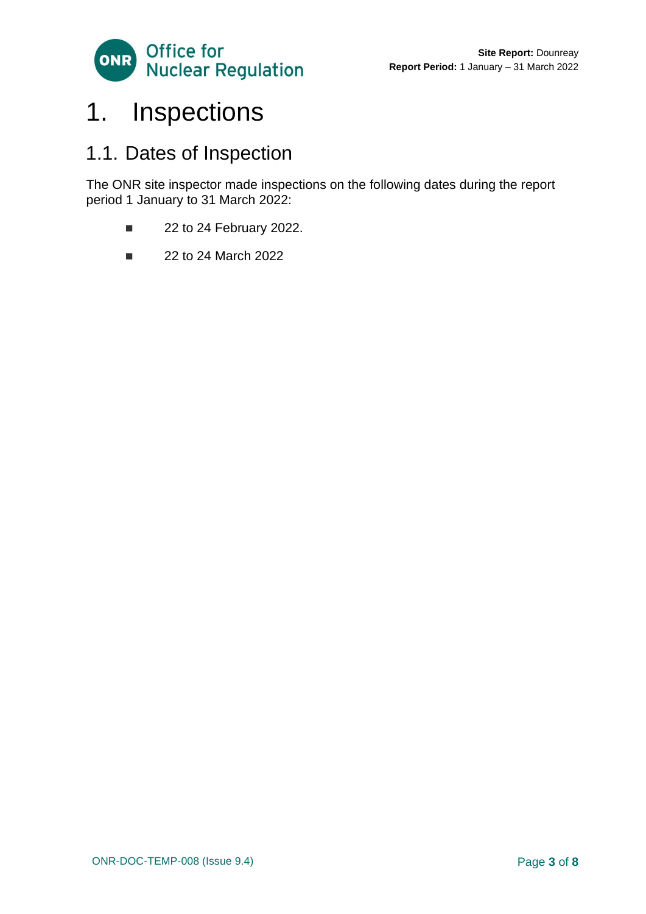# 1. Inspections

## 1.1. Dates of Inspection

The ONR site inspector made inspections on the following dates during the report period 1 January to 31 March 2022:

- 22 to 24 February 2022.
- 22 to 24 March 2022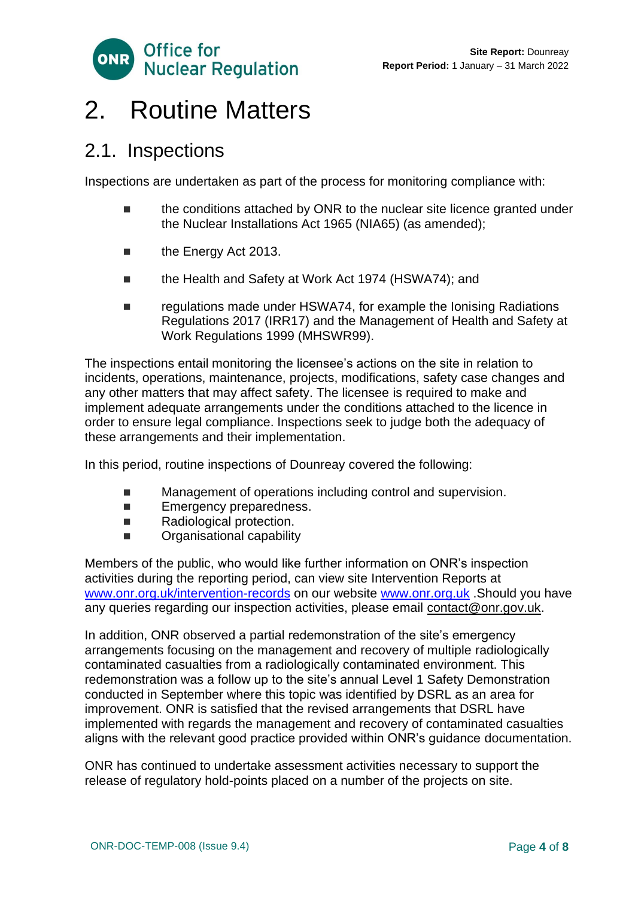# 2. Routine Matters

## 2.1. Inspections

Inspections are undertaken as part of the process for monitoring compliance with:

- the conditions attached by ONR to the nuclear site licence granted under the Nuclear Installations Act 1965 (NIA65) (as amended);
- the Energy Act 2013.
- the Health and Safety at Work Act 1974 (HSWA74); and
- regulations made under HSWA74, for example the Ionising Radiations Regulations 2017 (IRR17) and the Management of Health and Safety at Work Regulations 1999 (MHSWR99).

The inspections entail monitoring the licensee's actions on the site in relation to incidents, operations, maintenance, projects, modifications, safety case changes and any other matters that may affect safety. The licensee is required to make and implement adequate arrangements under the conditions attached to the licence in order to ensure legal compliance. Inspections seek to judge both the adequacy of these arrangements and their implementation.

In this period, routine inspections of Dounreay covered the following:

- Management of operations including control and supervision.
- Emergency preparedness.
- Radiological protection.
- Organisational capability

Members of the public, who would like further information on ONR's inspection activities during the reporting period, can view site Intervention Reports at [www.onr.org.uk/intervention-records](http://www.onr.org.uk/intervention-records) on our website [www.onr.org.uk](http://www.onr.org.uk) .Should you have any queries regarding our inspection activities, please email contact@onr.gov.uk.

In addition, ONR observed a partial redemonstration of the site's emergency arrangements focusing on the management and recovery of multiple radiologically contaminated casualties from a radiologically contaminated environment. This redemonstration was a follow up to the site's annual Level 1 Safety Demonstration conducted in September where this topic was identified by DSRL as an area for improvement. ONR is satisfied that the revised arrangements that DSRL have implemented with regards the management and recovery of contaminated casualties aligns with the relevant good practice provided within ONR's guidance documentation.

ONR has continued to undertake assessment activities necessary to support the release of regulatory hold-points placed on a number of the projects on site.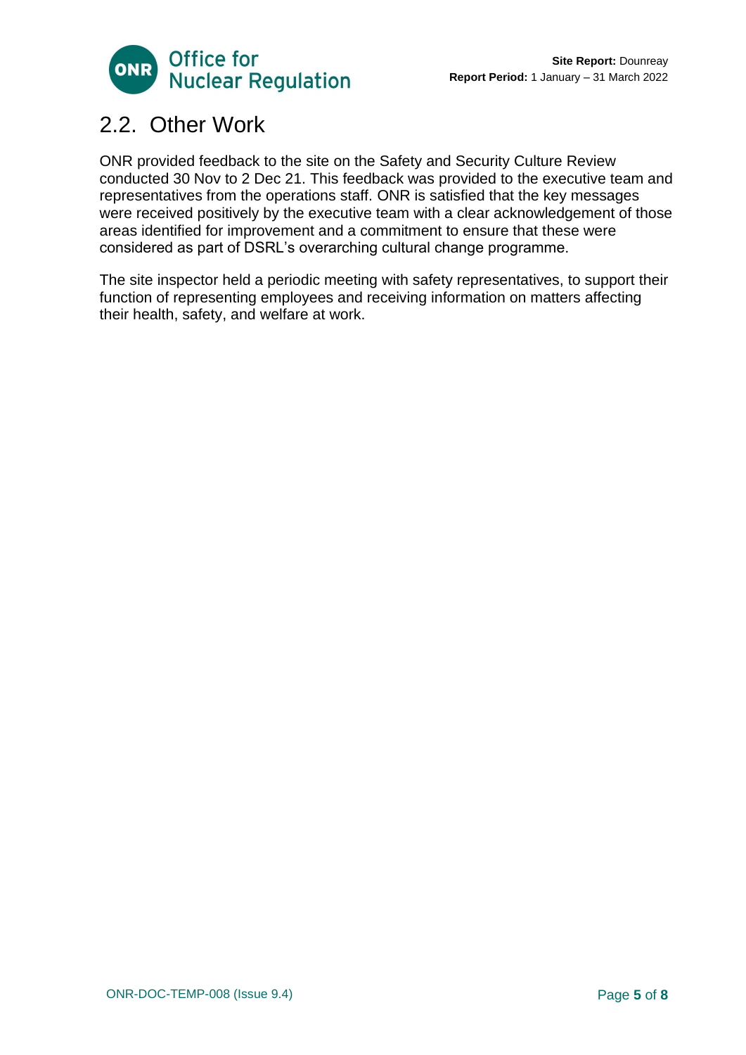## 2.2. Other Work

ONR provided feedback to the site on the Safety and Security Culture Review conducted 30 Nov to 2 Dec 21. This feedback was provided to the executive team and representatives from the operations staff. ONR is satisfied that the key messages were received positively by the executive team with a clear acknowledgement of those areas identified for improvement and a commitment to ensure that these were considered as part of DSRL's overarching cultural change programme.

The site inspector held a periodic meeting with safety representatives, to support their function of representing employees and receiving information on matters affecting their health, safety, and welfare at work.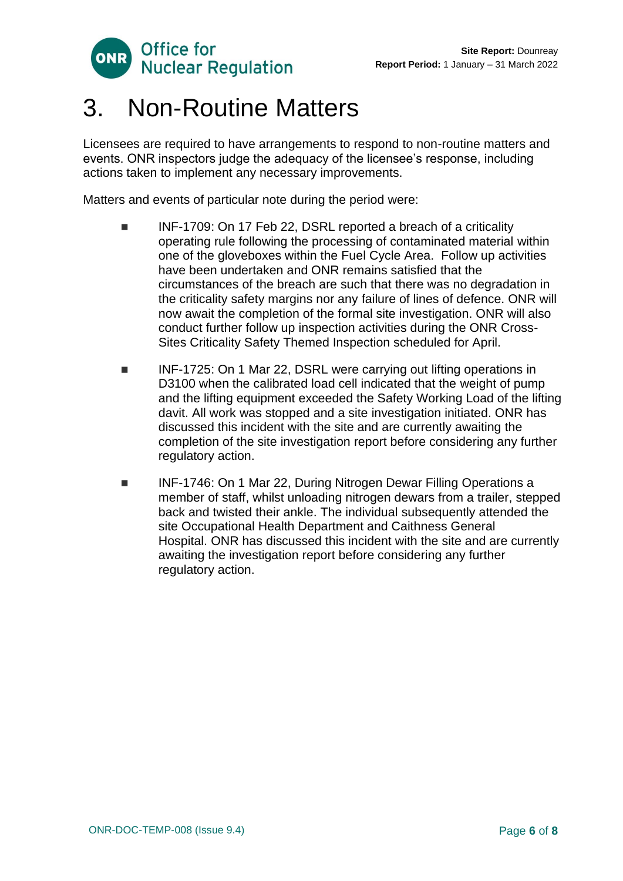# 3. Non-Routine Matters

Licensees are required to have arrangements to respond to non-routine matters and events. ONR inspectors judge the adequacy of the licensee's response, including actions taken to implement any necessary improvements.

Matters and events of particular note during the period were:

- INF-1709: On 17 Feb 22, DSRL reported a breach of a criticality operating rule following the processing of contaminated material within one of the gloveboxes within the Fuel Cycle Area. Follow up activities have been undertaken and ONR remains satisfied that the circumstances of the breach are such that there was no degradation in the criticality safety margins nor any failure of lines of defence. ONR will now await the completion of the formal site investigation. ONR will also conduct further follow up inspection activities during the ONR Cross-Sites Criticality Safety Themed Inspection scheduled for April.

- INF-1725: On 1 Mar 22, DSRL were carrying out lifting operations in D3100 when the calibrated load cell indicated that the weight of pump and the lifting equipment exceeded the Safety Working Load of the lifting davit. All work was stopped and a site investigation initiated. ONR has discussed this incident with the site and are currently awaiting the completion of the site investigation report before considering any further regulatory action.

- INF-1746: On 1 Mar 22, During Nitrogen Dewar Filling Operations a member of staff, whilst unloading nitrogen dewars from a trailer, stepped back and twisted their ankle. The individual subsequently attended the site Occupational Health Department and Caithness General Hospital. ONR has discussed this incident with the site and are currently awaiting the investigation report before considering any further regulatory action.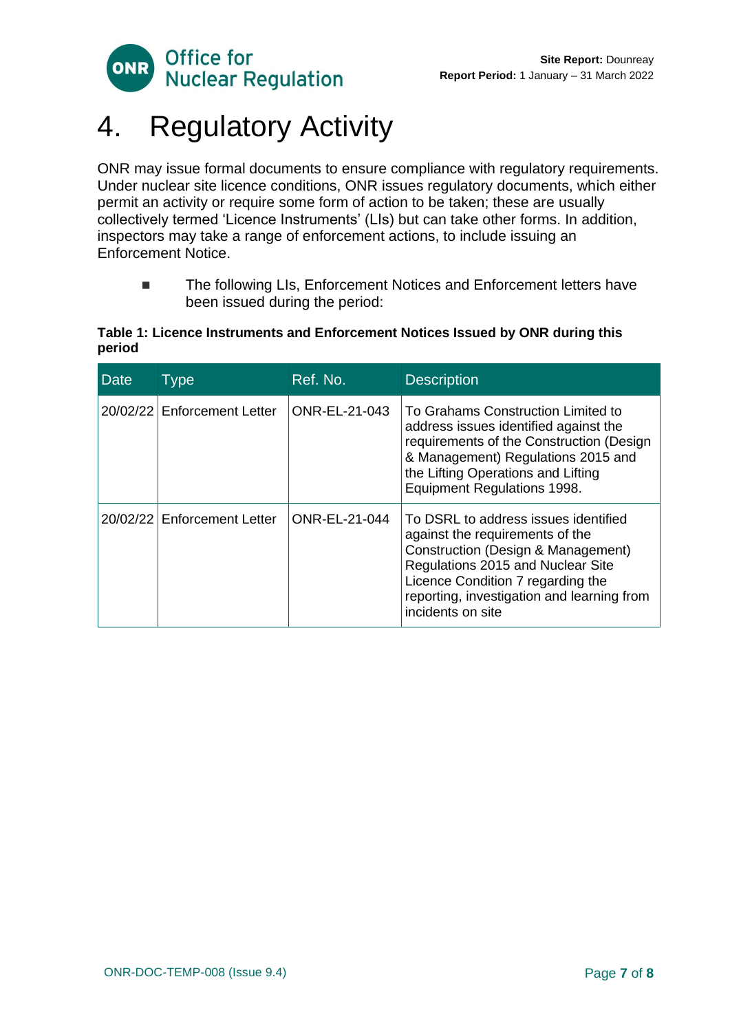# 4. Regulatory Activity

ONR may issue formal documents to ensure compliance with regulatory requirements. Under nuclear site licence conditions, ONR issues regulatory documents, which either permit an activity or require some form of action to be taken; these are usually collectively termed 'Licence Instruments' (LIs) but can take other forms. In addition, inspectors may take a range of enforcement actions, to include issuing an Enforcement Notice.

- The following LIs, Enforcement Notices and Enforcement letters have been issued during the period:

**Table 1: Licence Instruments and Enforcement Notices Issued by ONR during this period**

| Date | Type | Ref. No. | Description |
|---|---|---|---|
| 20/02/22 | Enforcement Letter | ONR-EL-21-043 | To Grahams Construction Limited to address issues identified against the requirements of the Construction (Design & Management) Regulations 2015 and the Lifting Operations and Lifting Equipment Regulations 1998. |
| 20/02/22 | Enforcement Letter | ONR-EL-21-044 | To DSRL to address issues identified against the requirements of the Construction (Design & Management) Regulations 2015 and Nuclear Site Licence Condition 7 regarding the reporting, investigation and learning from incidents on site |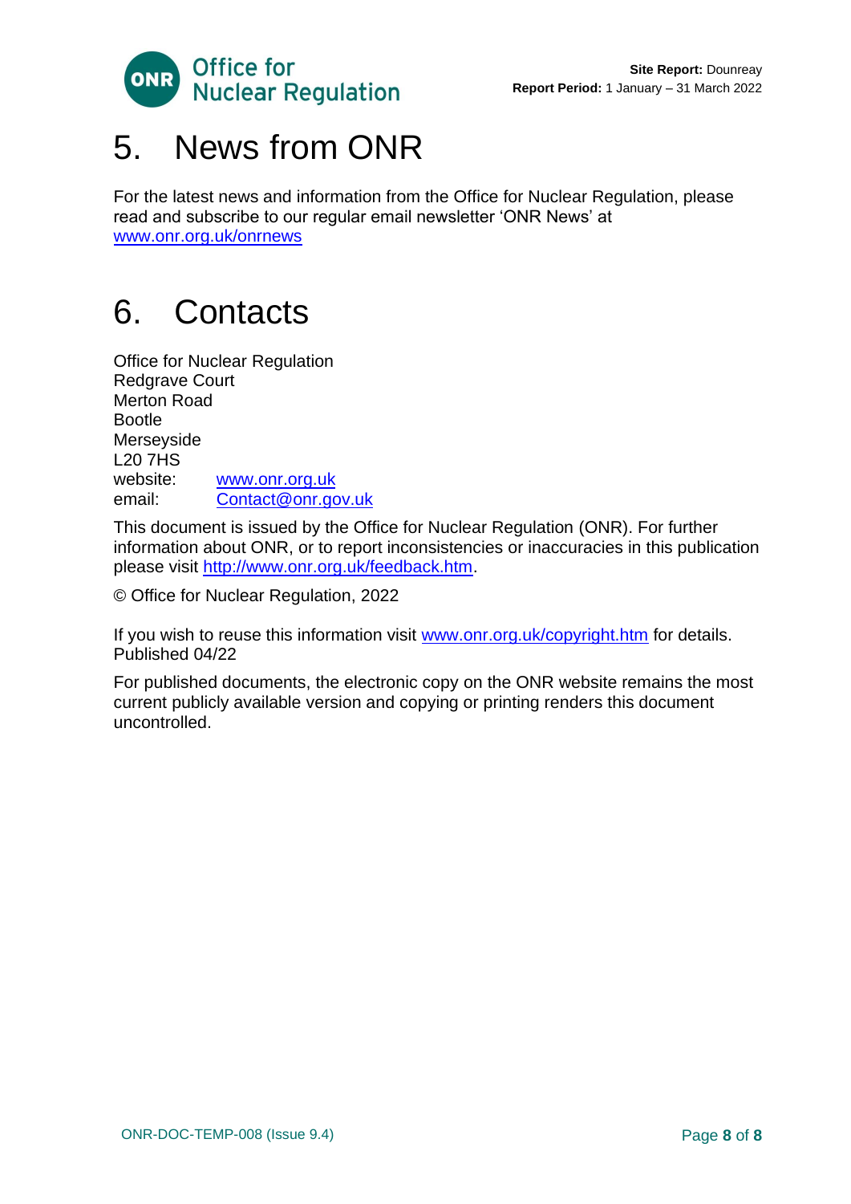# 5. News from ONR

For the latest news and information from the Office for Nuclear Regulation, please read and subscribe to our regular email newsletter 'ONR News' at www.onr.org.uk/onrnews

# 6. Contacts

Office for Nuclear Regulation
Redgrave Court
Merton Road
Bootle
Merseyside
L20 7HS
website: www.onr.org.uk
email: Contact@onr.gov.uk

This document is issued by the Office for Nuclear Regulation (ONR). For further information about ONR, or to report inconsistencies or inaccuracies in this publication please visit http://www.onr.org.uk/feedback.htm.

© Office for Nuclear Regulation, 2022

If you wish to reuse this information visit www.onr.org.uk/copyright.htm for details.
Published 04/22

For published documents, the electronic copy on the ONR website remains the most current publicly available version and copying or printing renders this document uncontrolled.